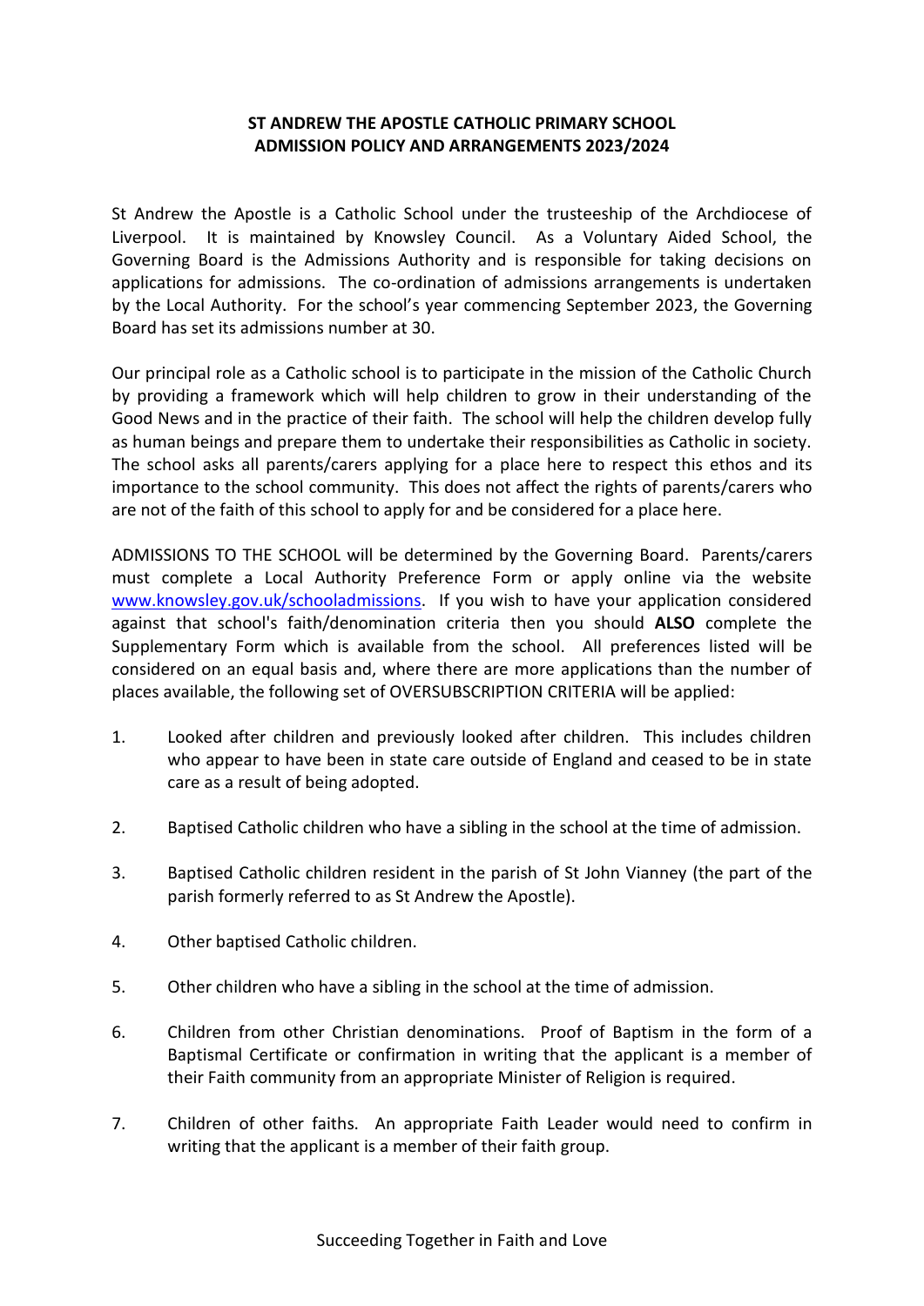# ST ANDREW THE APOSTLE CATHOLIC PRIMARY SCHOOL
# ADMISSION POLICY AND ARRANGEMENTS 2023/2024

St Andrew the Apostle is a Catholic School under the trusteeship of the Archdiocese of Liverpool. It is maintained by Knowsley Council. As a Voluntary Aided School, the Governing Board is the Admissions Authority and is responsible for taking decisions on applications for admissions. The co-ordination of admissions arrangements is undertaken by the Local Authority. For the school's year commencing September 2023, the Governing Board has set its admissions number at 30.

Our principal role as a Catholic school is to participate in the mission of the Catholic Church by providing a framework which will help children to grow in their understanding of the Good News and in the practice of their faith. The school will help the children develop fully as human beings and prepare them to undertake their responsibilities as Catholic in society. The school asks all parents/carers applying for a place here to respect this ethos and its importance to the school community. This does not affect the rights of parents/carers who are not of the faith of this school to apply for and be considered for a place here.

ADMISSIONS TO THE SCHOOL will be determined by the Governing Board. Parents/carers must complete a Local Authority Preference Form or apply online via the website [www.knowsley.gov.uk/schooladmissions](http://www.knowsley.gov.uk/schooladmissions). If you wish to have your application considered against that school's faith/denomination criteria then you should **ALSO** complete the Supplementary Form which is available from the school. All preferences listed will be considered on an equal basis and, where there are more applications than the number of places available, the following set of OVERSUBSCRIPTION CRITERIA will be applied:

1. Looked after children and previously looked after children. This includes children who appear to have been in state care outside of England and ceased to be in state care as a result of being adopted.

2. Baptised Catholic children who have a sibling in the school at the time of admission.

3. Baptised Catholic children resident in the parish of St John Vianney (the part of the parish formerly referred to as St Andrew the Apostle).

4. Other baptised Catholic children.

5. Other children who have a sibling in the school at the time of admission.

6. Children from other Christian denominations. Proof of Baptism in the form of a Baptismal Certificate or confirmation in writing that the applicant is a member of their Faith community from an appropriate Minister of Religion is required.

7. Children of other faiths. An appropriate Faith Leader would need to confirm in writing that the applicant is a member of their faith group.

Succeeding Together in Faith and Love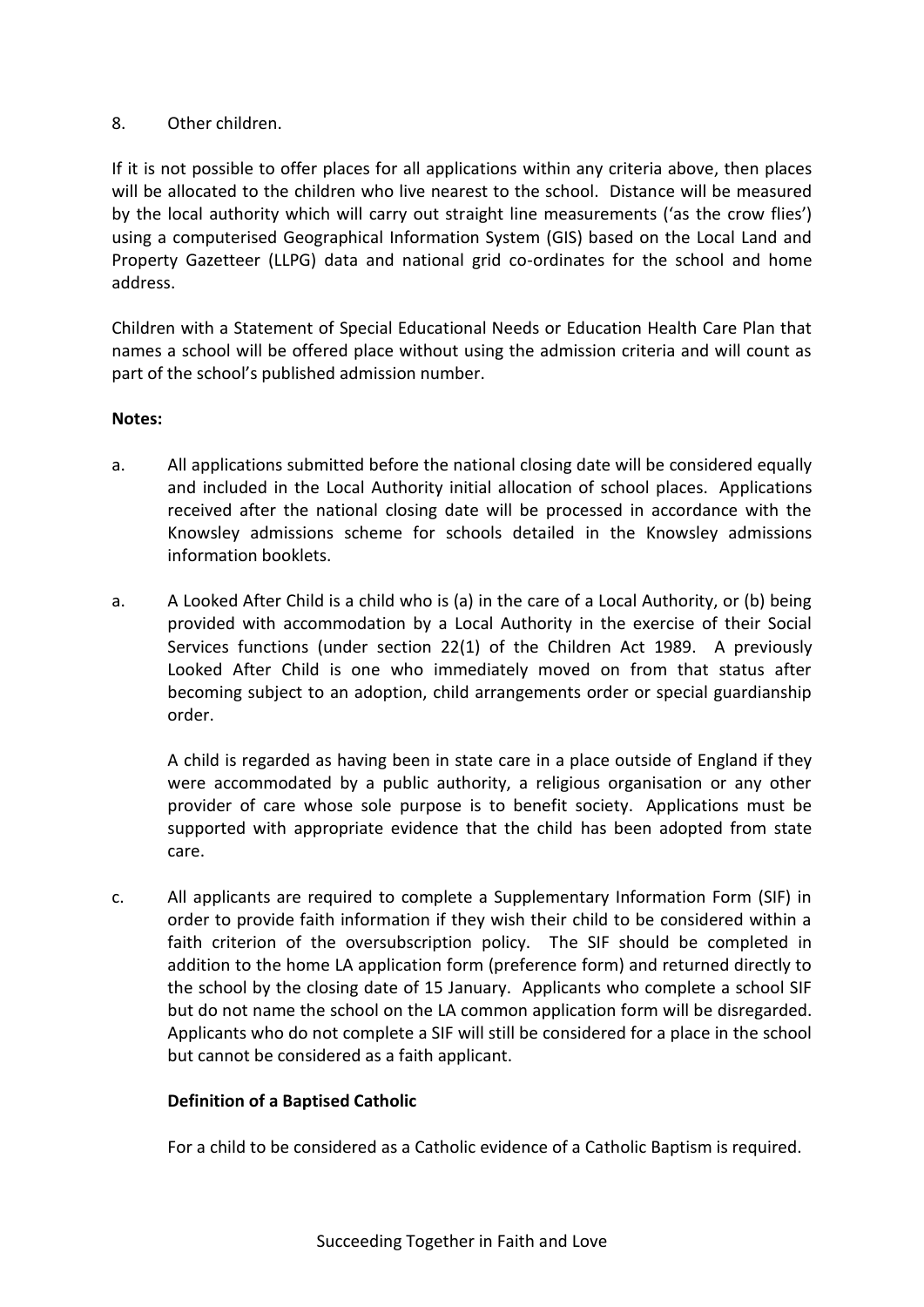8. Other children.

If it is not possible to offer places for all applications within any criteria above, then places will be allocated to the children who live nearest to the school. Distance will be measured by the local authority which will carry out straight line measurements ('as the crow flies') using a computerised Geographical Information System (GIS) based on the Local Land and Property Gazetteer (LLPG) data and national grid co-ordinates for the school and home address.

Children with a Statement of Special Educational Needs or Education Health Care Plan that names a school will be offered place without using the admission criteria and will count as part of the school's published admission number.

**Notes:**

a. All applications submitted before the national closing date will be considered equally and included in the Local Authority initial allocation of school places. Applications received after the national closing date will be processed in accordance with the Knowsley admissions scheme for schools detailed in the Knowsley admissions information booklets.

a. A Looked After Child is a child who is (a) in the care of a Local Authority, or (b) being provided with accommodation by a Local Authority in the exercise of their Social Services functions (under section 22(1) of the Children Act 1989. A previously Looked After Child is one who immediately moved on from that status after becoming subject to an adoption, child arrangements order or special guardianship order.

   A child is regarded as having been in state care in a place outside of England if they were accommodated by a public authority, a religious organisation or any other provider of care whose sole purpose is to benefit society. Applications must be supported with appropriate evidence that the child has been adopted from state care.

c. All applicants are required to complete a Supplementary Information Form (SIF) in order to provide faith information if they wish their child to be considered within a faith criterion of the oversubscription policy. The SIF should be completed in addition to the home LA application form (preference form) and returned directly to the school by the closing date of 15 January. Applicants who complete a school SIF but do not name the school on the LA common application form will be disregarded. Applicants who do not complete a SIF will still be considered for a place in the school but cannot be considered as a faith applicant.

   **Definition of a Baptised Catholic**

   For a child to be considered as a Catholic evidence of a Catholic Baptism is required.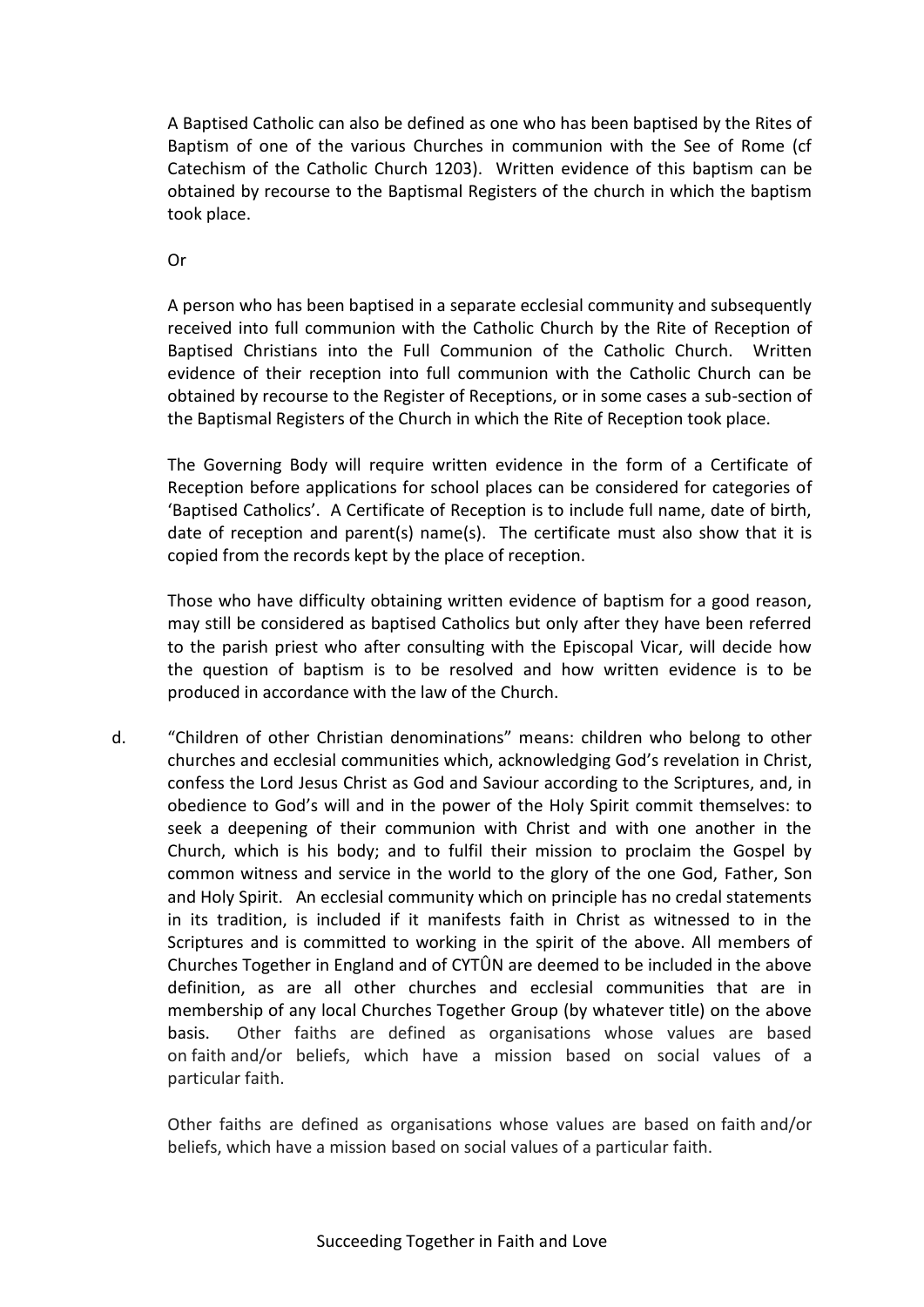A Baptised Catholic can also be defined as one who has been baptised by the Rites of Baptism of one of the various Churches in communion with the See of Rome (cf Catechism of the Catholic Church 1203). Written evidence of this baptism can be obtained by recourse to the Baptismal Registers of the church in which the baptism took place.

Or

A person who has been baptised in a separate ecclesial community and subsequently received into full communion with the Catholic Church by the Rite of Reception of Baptised Christians into the Full Communion of the Catholic Church. Written evidence of their reception into full communion with the Catholic Church can be obtained by recourse to the Register of Receptions, or in some cases a sub-section of the Baptismal Registers of the Church in which the Rite of Reception took place.

The Governing Body will require written evidence in the form of a Certificate of Reception before applications for school places can be considered for categories of 'Baptised Catholics'. A Certificate of Reception is to include full name, date of birth, date of reception and parent(s) name(s). The certificate must also show that it is copied from the records kept by the place of reception.

Those who have difficulty obtaining written evidence of baptism for a good reason, may still be considered as baptised Catholics but only after they have been referred to the parish priest who after consulting with the Episcopal Vicar, will decide how the question of baptism is to be resolved and how written evidence is to be produced in accordance with the law of the Church.

d. "Children of other Christian denominations" means: children who belong to other churches and ecclesial communities which, acknowledging God's revelation in Christ, confess the Lord Jesus Christ as God and Saviour according to the Scriptures, and, in obedience to God's will and in the power of the Holy Spirit commit themselves: to seek a deepening of their communion with Christ and with one another in the Church, which is his body; and to fulfil their mission to proclaim the Gospel by common witness and service in the world to the glory of the one God, Father, Son and Holy Spirit. An ecclesial community which on principle has no credal statements in its tradition, is included if it manifests faith in Christ as witnessed to in the Scriptures and is committed to working in the spirit of the above. All members of Churches Together in England and of CYTÛN are deemed to be included in the above definition, as are all other churches and ecclesial communities that are in membership of any local Churches Together Group (by whatever title) on the above basis. Other faiths are defined as organisations whose values are based on faith and/or beliefs, which have a mission based on social values of a particular faith.

   Other faiths are defined as organisations whose values are based on faith and/or beliefs, which have a mission based on social values of a particular faith.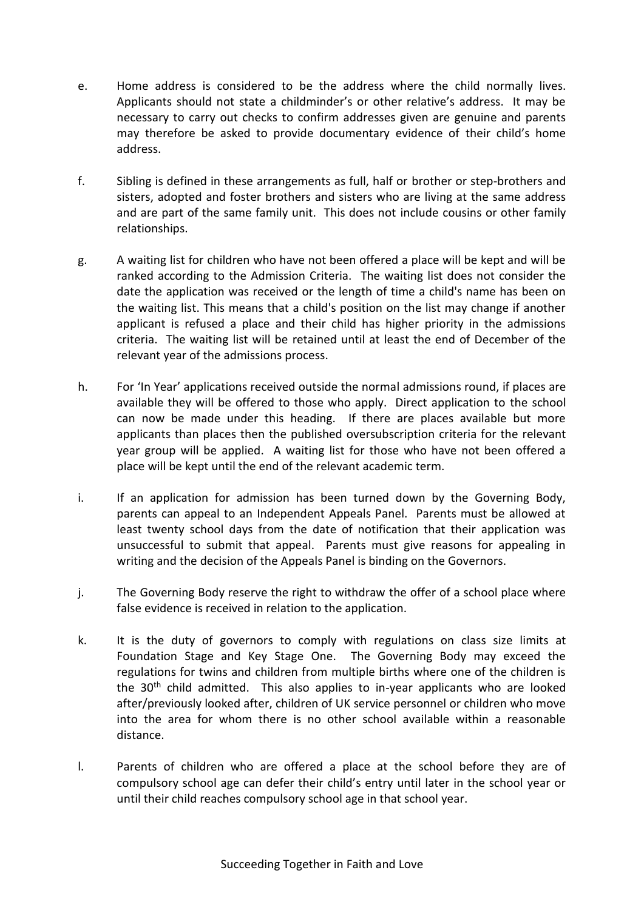e. Home address is considered to be the address where the child normally lives. Applicants should not state a childminder's or other relative's address. It may be necessary to carry out checks to confirm addresses given are genuine and parents may therefore be asked to provide documentary evidence of their child's home address.

f. Sibling is defined in these arrangements as full, half or brother or step-brothers and sisters, adopted and foster brothers and sisters who are living at the same address and are part of the same family unit. This does not include cousins or other family relationships.

g. A waiting list for children who have not been offered a place will be kept and will be ranked according to the Admission Criteria. The waiting list does not consider the date the application was received or the length of time a child's name has been on the waiting list. This means that a child's position on the list may change if another applicant is refused a place and their child has higher priority in the admissions criteria. The waiting list will be retained until at least the end of December of the relevant year of the admissions process.

h. For 'In Year' applications received outside the normal admissions round, if places are available they will be offered to those who apply. Direct application to the school can now be made under this heading. If there are places available but more applicants than places then the published oversubscription criteria for the relevant year group will be applied. A waiting list for those who have not been offered a place will be kept until the end of the relevant academic term.

i. If an application for admission has been turned down by the Governing Body, parents can appeal to an Independent Appeals Panel. Parents must be allowed at least twenty school days from the date of notification that their application was unsuccessful to submit that appeal. Parents must give reasons for appealing in writing and the decision of the Appeals Panel is binding on the Governors.

j. The Governing Body reserve the right to withdraw the offer of a school place where false evidence is received in relation to the application.

k. It is the duty of governors to comply with regulations on class size limits at Foundation Stage and Key Stage One. The Governing Body may exceed the regulations for twins and children from multiple births where one of the children is the 30th child admitted. This also applies to in-year applicants who are looked after/previously looked after, children of UK service personnel or children who move into the area for whom there is no other school available within a reasonable distance.

l. Parents of children who are offered a place at the school before they are of compulsory school age can defer their child's entry until later in the school year or until their child reaches compulsory school age in that school year.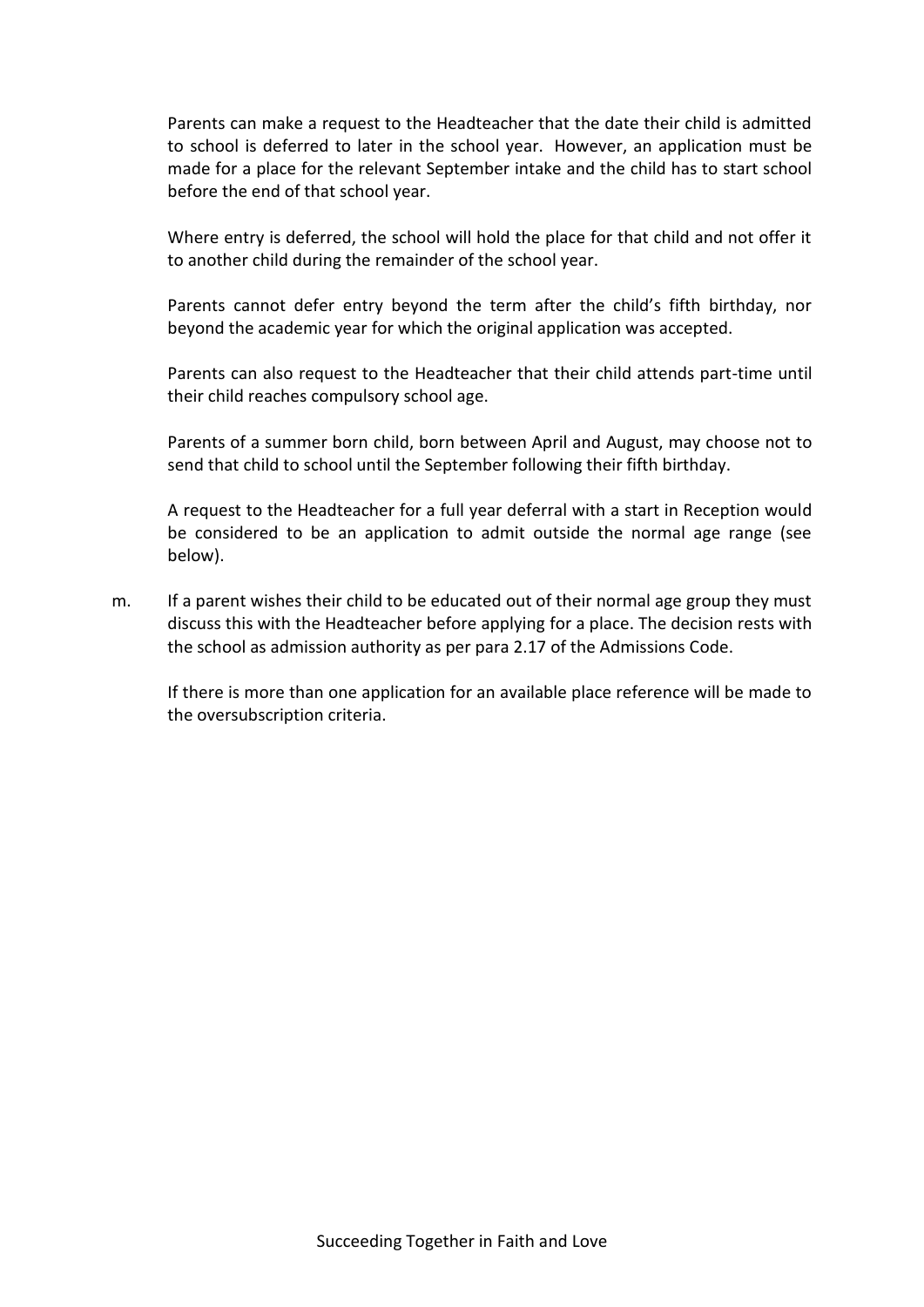Parents can make a request to the Headteacher that the date their child is admitted to school is deferred to later in the school year. However, an application must be made for a place for the relevant September intake and the child has to start school before the end of that school year.

Where entry is deferred, the school will hold the place for that child and not offer it to another child during the remainder of the school year.

Parents cannot defer entry beyond the term after the child's fifth birthday, nor beyond the academic year for which the original application was accepted.

Parents can also request to the Headteacher that their child attends part-time until their child reaches compulsory school age.

Parents of a summer born child, born between April and August, may choose not to send that child to school until the September following their fifth birthday.

A request to the Headteacher for a full year deferral with a start in Reception would be considered to be an application to admit outside the normal age range (see below).

m. If a parent wishes their child to be educated out of their normal age group they must discuss this with the Headteacher before applying for a place. The decision rests with the school as admission authority as per para 2.17 of the Admissions Code.

If there is more than one application for an available place reference will be made to the oversubscription criteria.